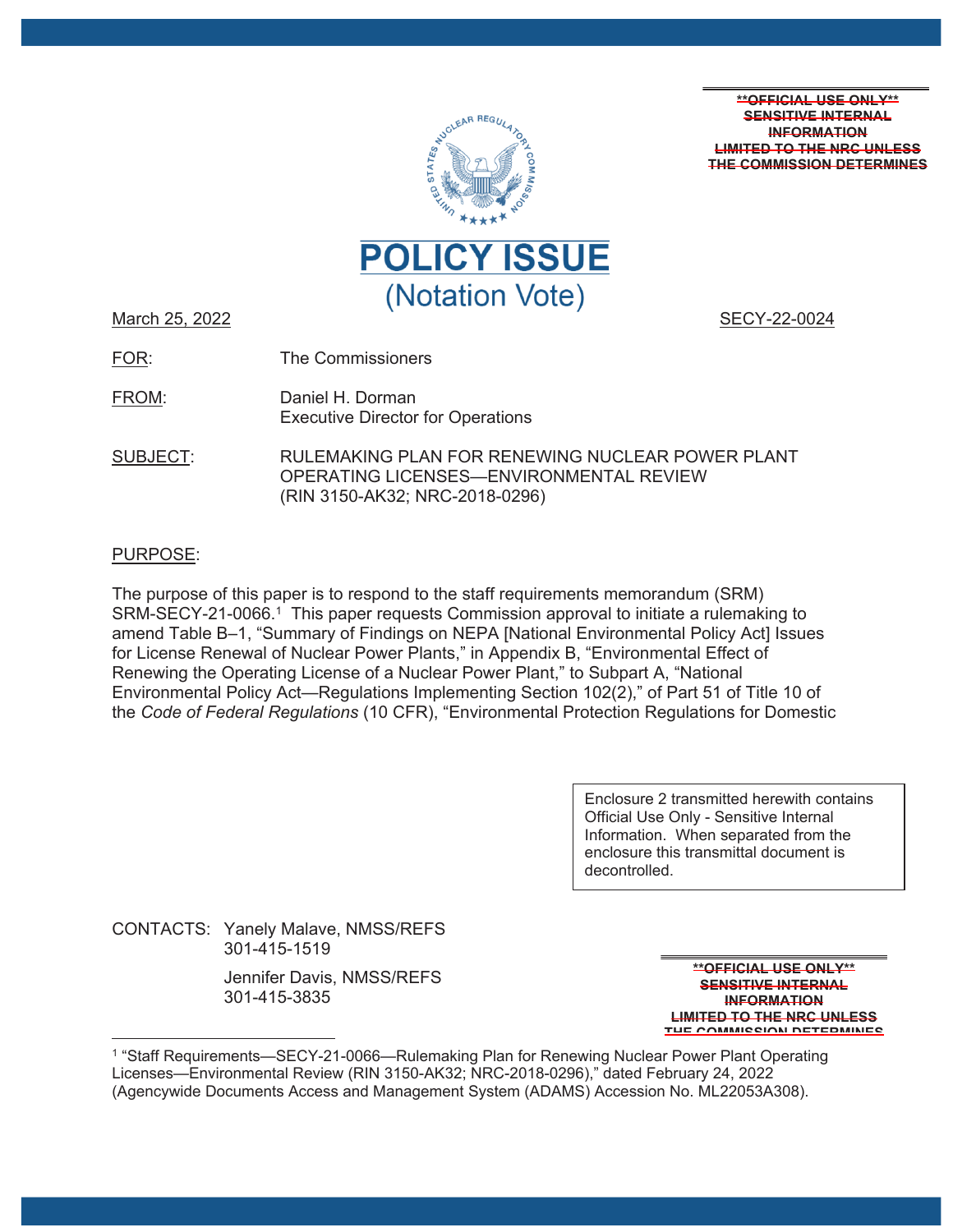~~**OFFICIAL USE ONLY**~~
~~SENSITIVE INTERNAL INFORMATION~~
~~LIMITED TO THE NRC UNLESS THE COMMISSION DETERMINES~~

# POLICY ISSUE
## (Notation Vote)

March 25, 2022 SECY-22-0024

FOR: The Commissioners

FROM: Daniel H. Dorman
Executive Director for Operations

SUBJECT: RULEMAKING PLAN FOR RENEWING NUCLEAR POWER PLANT OPERATING LICENSES—ENVIRONMENTAL REVIEW (RIN 3150-AK32; NRC-2018-0296)

PURPOSE:

The purpose of this paper is to respond to the staff requirements memorandum (SRM) SRM-SECY-21-0066.[1] This paper requests Commission approval to initiate a rulemaking to amend Table B–1, "Summary of Findings on NEPA [National Environmental Policy Act] Issues for License Renewal of Nuclear Power Plants," in Appendix B, "Environmental Effect of Renewing the Operating License of a Nuclear Power Plant," to Subpart A, "National Environmental Policy Act—Regulations Implementing Section 102(2)," of Part 51 of Title 10 of the *Code of Federal Regulations* (10 CFR), "Environmental Protection Regulations for Domestic

Enclosure 2 transmitted herewith contains Official Use Only - Sensitive Internal Information. When separated from the enclosure this transmittal document is decontrolled.

CONTACTS: Yanely Malave, NMSS/REFS
301-415-1519

Jennifer Davis, NMSS/REFS
301-415-3835

~~**OFFICIAL USE ONLY**~~
~~SENSITIVE INTERNAL INFORMATION~~
~~LIMITED TO THE NRC UNLESS THE COMMISSION DETERMINES~~

[1] "Staff Requirements—SECY-21-0066—Rulemaking Plan for Renewing Nuclear Power Plant Operating Licenses—Environmental Review (RIN 3150-AK32; NRC-2018-0296)," dated February 24, 2022 (Agencywide Documents Access and Management System (ADAMS) Accession No. ML22053A308).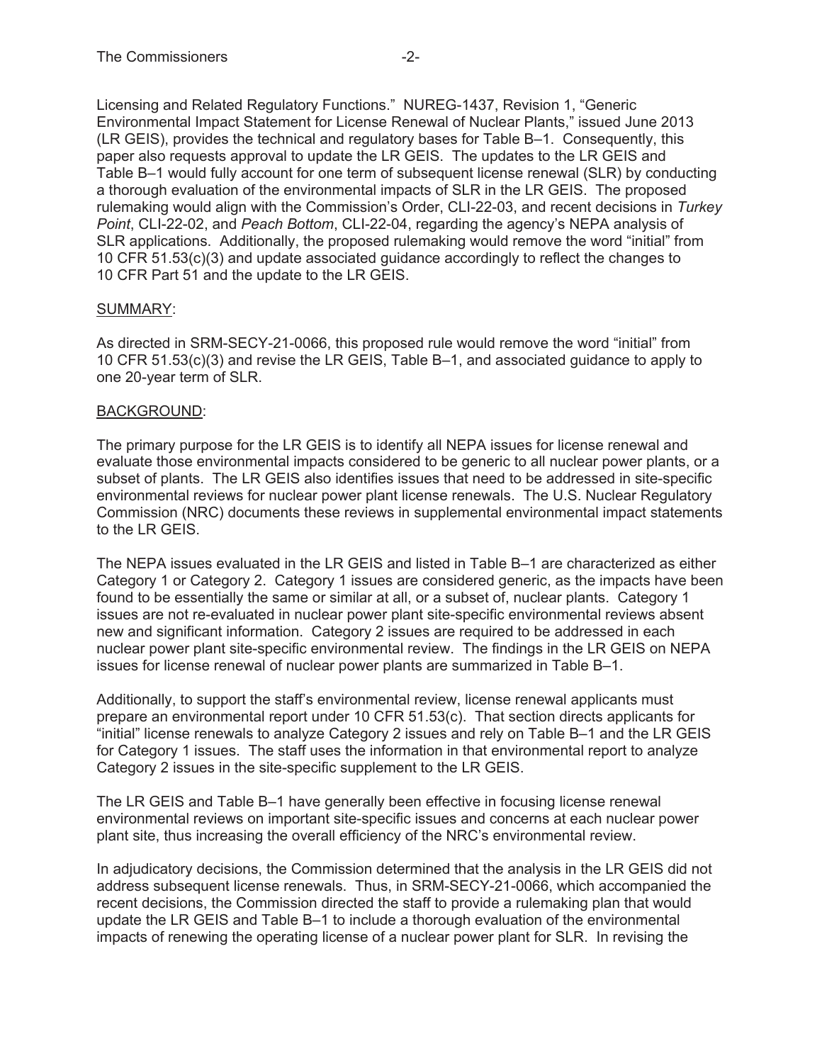Licensing and Related Regulatory Functions." NUREG-1437, Revision 1, "Generic Environmental Impact Statement for License Renewal of Nuclear Plants," issued June 2013 (LR GEIS), provides the technical and regulatory bases for Table B–1. Consequently, this paper also requests approval to update the LR GEIS. The updates to the LR GEIS and Table B–1 would fully account for one term of subsequent license renewal (SLR) by conducting a thorough evaluation of the environmental impacts of SLR in the LR GEIS. The proposed rulemaking would align with the Commission's Order, CLI-22-03, and recent decisions in *Turkey Point*, CLI-22-02, and *Peach Bottom*, CLI-22-04, regarding the agency's NEPA analysis of SLR applications. Additionally, the proposed rulemaking would remove the word "initial" from 10 CFR 51.53(c)(3) and update associated guidance accordingly to reflect the changes to 10 CFR Part 51 and the update to the LR GEIS.

SUMMARY:

As directed in SRM-SECY-21-0066, this proposed rule would remove the word "initial" from 10 CFR 51.53(c)(3) and revise the LR GEIS, Table B–1, and associated guidance to apply to one 20-year term of SLR.

BACKGROUND:

The primary purpose for the LR GEIS is to identify all NEPA issues for license renewal and evaluate those environmental impacts considered to be generic to all nuclear power plants, or a subset of plants. The LR GEIS also identifies issues that need to be addressed in site-specific environmental reviews for nuclear power plant license renewals. The U.S. Nuclear Regulatory Commission (NRC) documents these reviews in supplemental environmental impact statements to the LR GEIS.

The NEPA issues evaluated in the LR GEIS and listed in Table B–1 are characterized as either Category 1 or Category 2. Category 1 issues are considered generic, as the impacts have been found to be essentially the same or similar at all, or a subset of, nuclear plants. Category 1 issues are not re-evaluated in nuclear power plant site-specific environmental reviews absent new and significant information. Category 2 issues are required to be addressed in each nuclear power plant site-specific environmental review. The findings in the LR GEIS on NEPA issues for license renewal of nuclear power plants are summarized in Table B–1.

Additionally, to support the staff's environmental review, license renewal applicants must prepare an environmental report under 10 CFR 51.53(c). That section directs applicants for "initial" license renewals to analyze Category 2 issues and rely on Table B–1 and the LR GEIS for Category 1 issues. The staff uses the information in that environmental report to analyze Category 2 issues in the site-specific supplement to the LR GEIS.

The LR GEIS and Table B–1 have generally been effective in focusing license renewal environmental reviews on important site-specific issues and concerns at each nuclear power plant site, thus increasing the overall efficiency of the NRC's environmental review.

In adjudicatory decisions, the Commission determined that the analysis in the LR GEIS did not address subsequent license renewals. Thus, in SRM-SECY-21-0066, which accompanied the recent decisions, the Commission directed the staff to provide a rulemaking plan that would update the LR GEIS and Table B–1 to include a thorough evaluation of the environmental impacts of renewing the operating license of a nuclear power plant for SLR. In revising the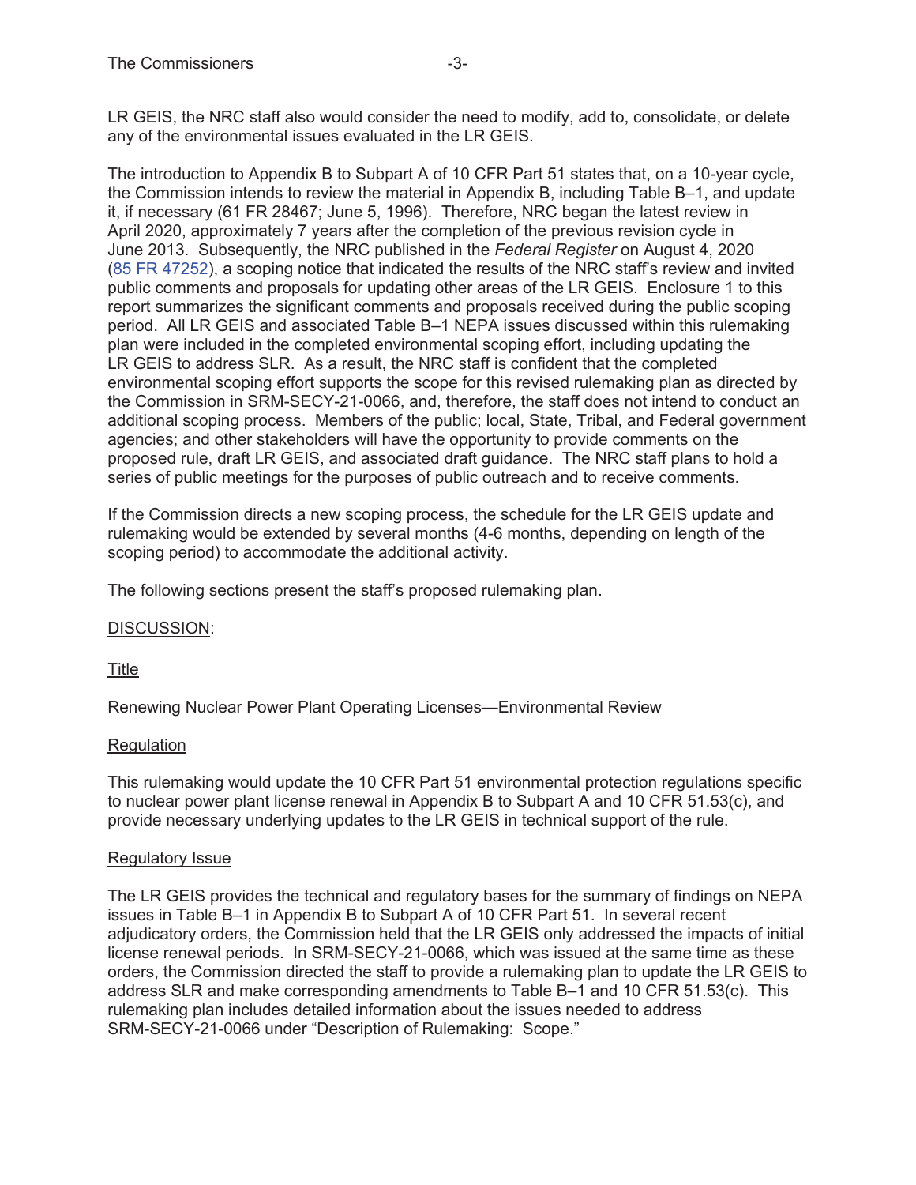LR GEIS, the NRC staff also would consider the need to modify, add to, consolidate, or delete any of the environmental issues evaluated in the LR GEIS.

The introduction to Appendix B to Subpart A of 10 CFR Part 51 states that, on a 10-year cycle, the Commission intends to review the material in Appendix B, including Table B–1, and update it, if necessary (61 FR 28467; June 5, 1996). Therefore, NRC began the latest review in April 2020, approximately 7 years after the completion of the previous revision cycle in June 2013. Subsequently, the NRC published in the *Federal Register* on August 4, 2020 (85 FR 47252), a scoping notice that indicated the results of the NRC staff's review and invited public comments and proposals for updating other areas of the LR GEIS. Enclosure 1 to this report summarizes the significant comments and proposals received during the public scoping period. All LR GEIS and associated Table B–1 NEPA issues discussed within this rulemaking plan were included in the completed environmental scoping effort, including updating the LR GEIS to address SLR. As a result, the NRC staff is confident that the completed environmental scoping effort supports the scope for this revised rulemaking plan as directed by the Commission in SRM-SECY-21-0066, and, therefore, the staff does not intend to conduct an additional scoping process. Members of the public; local, State, Tribal, and Federal government agencies; and other stakeholders will have the opportunity to provide comments on the proposed rule, draft LR GEIS, and associated draft guidance. The NRC staff plans to hold a series of public meetings for the purposes of public outreach and to receive comments.

If the Commission directs a new scoping process, the schedule for the LR GEIS update and rulemaking would be extended by several months (4-6 months, depending on length of the scoping period) to accommodate the additional activity.

The following sections present the staff's proposed rulemaking plan.

DISCUSSION:

Title

Renewing Nuclear Power Plant Operating Licenses—Environmental Review

Regulation

This rulemaking would update the 10 CFR Part 51 environmental protection regulations specific to nuclear power plant license renewal in Appendix B to Subpart A and 10 CFR 51.53(c), and provide necessary underlying updates to the LR GEIS in technical support of the rule.

Regulatory Issue

The LR GEIS provides the technical and regulatory bases for the summary of findings on NEPA issues in Table B–1 in Appendix B to Subpart A of 10 CFR Part 51. In several recent adjudicatory orders, the Commission held that the LR GEIS only addressed the impacts of initial license renewal periods. In SRM-SECY-21-0066, which was issued at the same time as these orders, the Commission directed the staff to provide a rulemaking plan to update the LR GEIS to address SLR and make corresponding amendments to Table B–1 and 10 CFR 51.53(c). This rulemaking plan includes detailed information about the issues needed to address SRM-SECY-21-0066 under "Description of Rulemaking: Scope."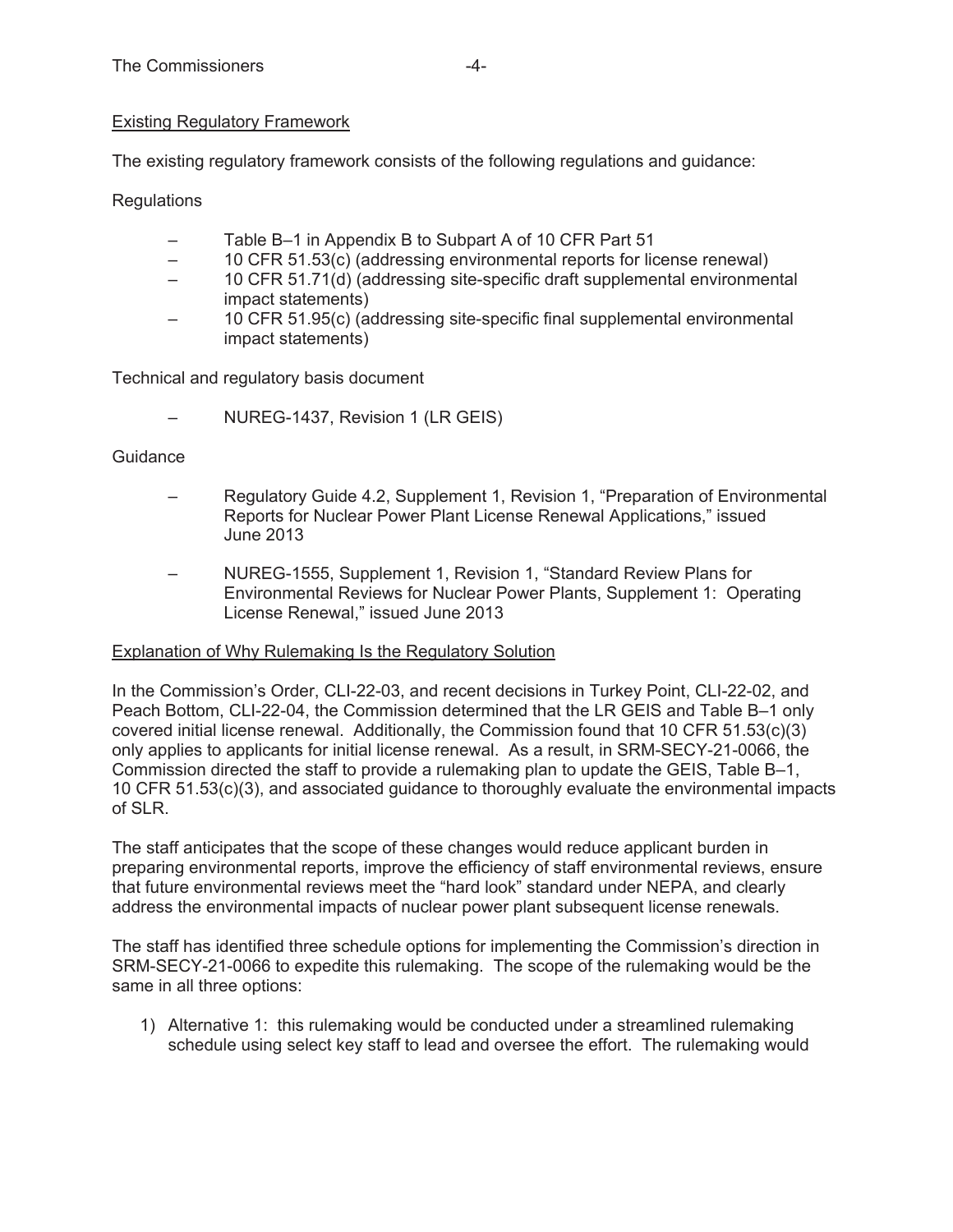Existing Regulatory Framework

The existing regulatory framework consists of the following regulations and guidance:

Regulations

- Table B–1 in Appendix B to Subpart A of 10 CFR Part 51
- 10 CFR 51.53(c) (addressing environmental reports for license renewal)
- 10 CFR 51.71(d) (addressing site-specific draft supplemental environmental impact statements)
- 10 CFR 51.95(c) (addressing site-specific final supplemental environmental impact statements)

Technical and regulatory basis document

- NUREG-1437, Revision 1 (LR GEIS)

Guidance

- Regulatory Guide 4.2, Supplement 1, Revision 1, "Preparation of Environmental Reports for Nuclear Power Plant License Renewal Applications," issued June 2013
- NUREG-1555, Supplement 1, Revision 1, "Standard Review Plans for Environmental Reviews for Nuclear Power Plants, Supplement 1: Operating License Renewal," issued June 2013

Explanation of Why Rulemaking Is the Regulatory Solution

In the Commission's Order, CLI-22-03, and recent decisions in Turkey Point, CLI-22-02, and Peach Bottom, CLI-22-04, the Commission determined that the LR GEIS and Table B–1 only covered initial license renewal. Additionally, the Commission found that 10 CFR 51.53(c)(3) only applies to applicants for initial license renewal. As a result, in SRM-SECY-21-0066, the Commission directed the staff to provide a rulemaking plan to update the GEIS, Table B–1, 10 CFR 51.53(c)(3), and associated guidance to thoroughly evaluate the environmental impacts of SLR.

The staff anticipates that the scope of these changes would reduce applicant burden in preparing environmental reports, improve the efficiency of staff environmental reviews, ensure that future environmental reviews meet the "hard look" standard under NEPA, and clearly address the environmental impacts of nuclear power plant subsequent license renewals.

The staff has identified three schedule options for implementing the Commission's direction in SRM-SECY-21-0066 to expedite this rulemaking. The scope of the rulemaking would be the same in all three options:

1) Alternative 1: this rulemaking would be conducted under a streamlined rulemaking schedule using select key staff to lead and oversee the effort. The rulemaking would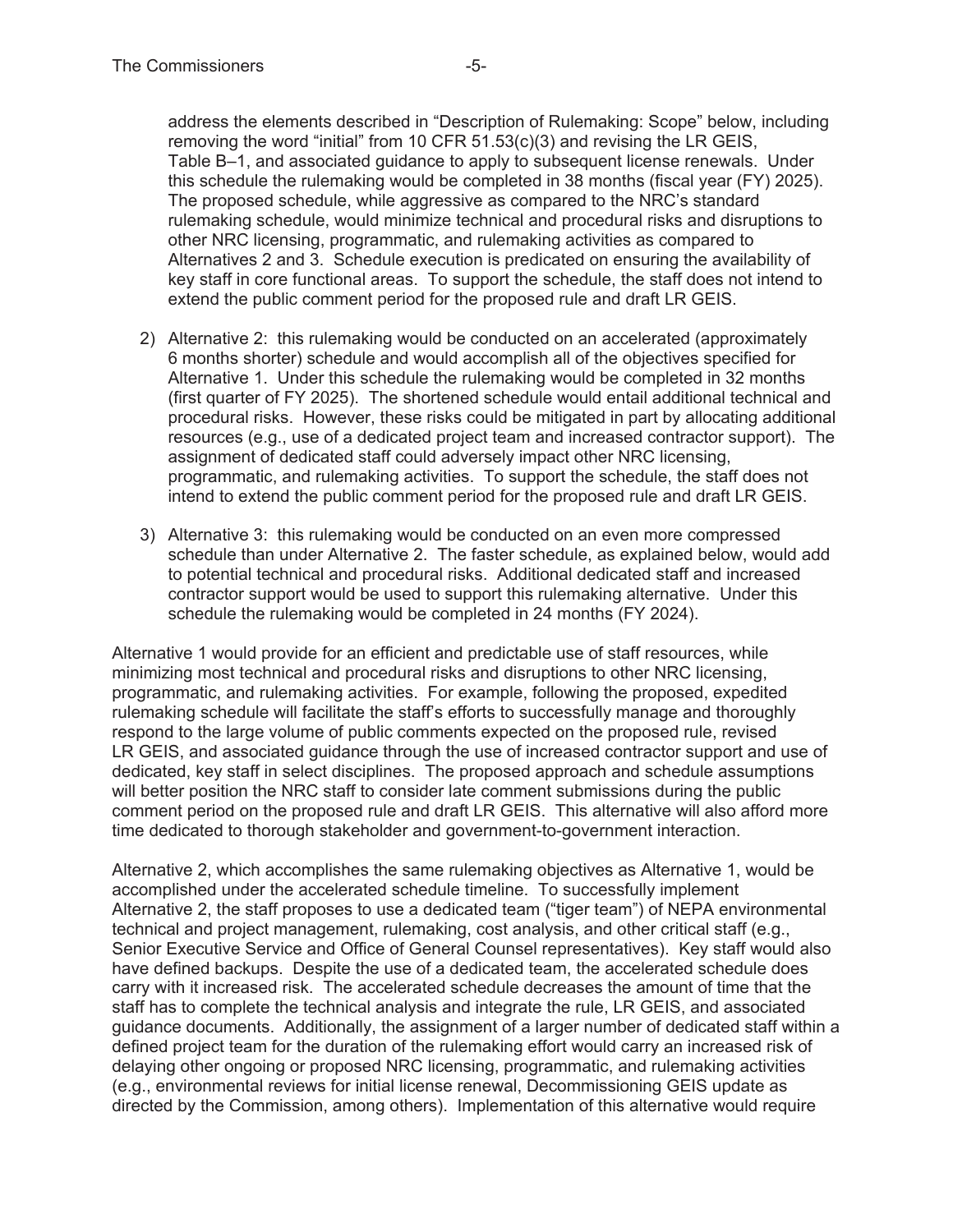address the elements described in “Description of Rulemaking: Scope” below, including removing the word “initial” from 10 CFR 51.53(c)(3) and revising the LR GEIS, Table B–1, and associated guidance to apply to subsequent license renewals. Under this schedule the rulemaking would be completed in 38 months (fiscal year (FY) 2025). The proposed schedule, while aggressive as compared to the NRC’s standard rulemaking schedule, would minimize technical and procedural risks and disruptions to other NRC licensing, programmatic, and rulemaking activities as compared to Alternatives 2 and 3. Schedule execution is predicated on ensuring the availability of key staff in core functional areas. To support the schedule, the staff does not intend to extend the public comment period for the proposed rule and draft LR GEIS.

2) Alternative 2: this rulemaking would be conducted on an accelerated (approximately 6 months shorter) schedule and would accomplish all of the objectives specified for Alternative 1. Under this schedule the rulemaking would be completed in 32 months (first quarter of FY 2025). The shortened schedule would entail additional technical and procedural risks. However, these risks could be mitigated in part by allocating additional resources (e.g., use of a dedicated project team and increased contractor support). The assignment of dedicated staff could adversely impact other NRC licensing, programmatic, and rulemaking activities. To support the schedule, the staff does not intend to extend the public comment period for the proposed rule and draft LR GEIS.

3) Alternative 3: this rulemaking would be conducted on an even more compressed schedule than under Alternative 2. The faster schedule, as explained below, would add to potential technical and procedural risks. Additional dedicated staff and increased contractor support would be used to support this rulemaking alternative. Under this schedule the rulemaking would be completed in 24 months (FY 2024).

Alternative 1 would provide for an efficient and predictable use of staff resources, while minimizing most technical and procedural risks and disruptions to other NRC licensing, programmatic, and rulemaking activities. For example, following the proposed, expedited rulemaking schedule will facilitate the staff’s efforts to successfully manage and thoroughly respond to the large volume of public comments expected on the proposed rule, revised LR GEIS, and associated guidance through the use of increased contractor support and use of dedicated, key staff in select disciplines. The proposed approach and schedule assumptions will better position the NRC staff to consider late comment submissions during the public comment period on the proposed rule and draft LR GEIS. This alternative will also afford more time dedicated to thorough stakeholder and government-to-government interaction.

Alternative 2, which accomplishes the same rulemaking objectives as Alternative 1, would be accomplished under the accelerated schedule timeline. To successfully implement Alternative 2, the staff proposes to use a dedicated team (“tiger team”) of NEPA environmental technical and project management, rulemaking, cost analysis, and other critical staff (e.g., Senior Executive Service and Office of General Counsel representatives). Key staff would also have defined backups. Despite the use of a dedicated team, the accelerated schedule does carry with it increased risk. The accelerated schedule decreases the amount of time that the staff has to complete the technical analysis and integrate the rule, LR GEIS, and associated guidance documents. Additionally, the assignment of a larger number of dedicated staff within a defined project team for the duration of the rulemaking effort would carry an increased risk of delaying other ongoing or proposed NRC licensing, programmatic, and rulemaking activities (e.g., environmental reviews for initial license renewal, Decommissioning GEIS update as directed by the Commission, among others). Implementation of this alternative would require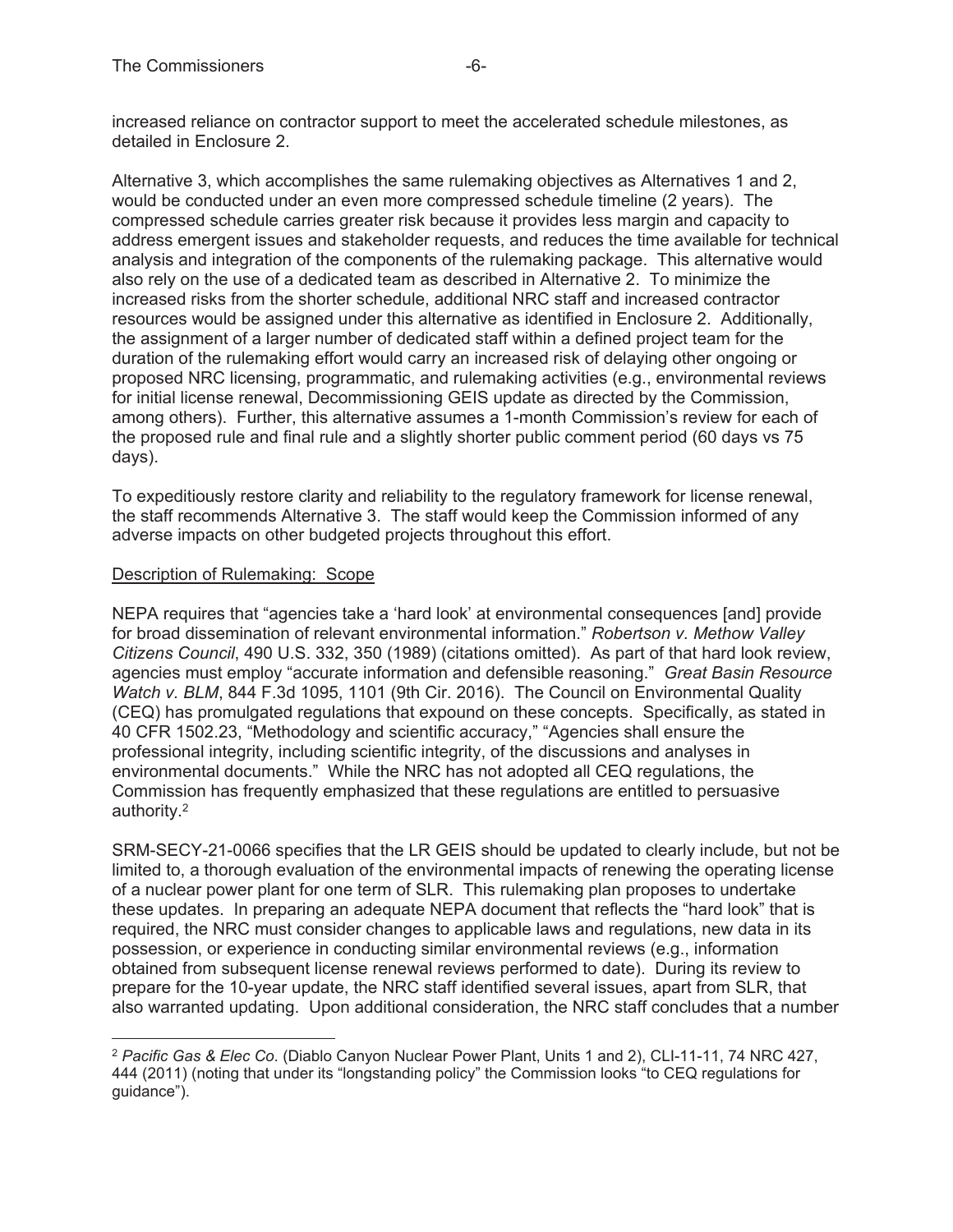increased reliance on contractor support to meet the accelerated schedule milestones, as detailed in Enclosure 2.

Alternative 3, which accomplishes the same rulemaking objectives as Alternatives 1 and 2, would be conducted under an even more compressed schedule timeline (2 years). The compressed schedule carries greater risk because it provides less margin and capacity to address emergent issues and stakeholder requests, and reduces the time available for technical analysis and integration of the components of the rulemaking package. This alternative would also rely on the use of a dedicated team as described in Alternative 2. To minimize the increased risks from the shorter schedule, additional NRC staff and increased contractor resources would be assigned under this alternative as identified in Enclosure 2. Additionally, the assignment of a larger number of dedicated staff within a defined project team for the duration of the rulemaking effort would carry an increased risk of delaying other ongoing or proposed NRC licensing, programmatic, and rulemaking activities (e.g., environmental reviews for initial license renewal, Decommissioning GEIS update as directed by the Commission, among others). Further, this alternative assumes a 1-month Commission's review for each of the proposed rule and final rule and a slightly shorter public comment period (60 days vs 75 days).

To expeditiously restore clarity and reliability to the regulatory framework for license renewal, the staff recommends Alternative 3. The staff would keep the Commission informed of any adverse impacts on other budgeted projects throughout this effort.

Description of Rulemaking: Scope

NEPA requires that "agencies take a 'hard look' at environmental consequences [and] provide for broad dissemination of relevant environmental information." *Robertson v. Methow Valley Citizens Council*, 490 U.S. 332, 350 (1989) (citations omitted). As part of that hard look review, agencies must employ "accurate information and defensible reasoning." *Great Basin Resource Watch v. BLM*, 844 F.3d 1095, 1101 (9th Cir. 2016). The Council on Environmental Quality (CEQ) has promulgated regulations that expound on these concepts. Specifically, as stated in 40 CFR 1502.23, "Methodology and scientific accuracy," "Agencies shall ensure the professional integrity, including scientific integrity, of the discussions and analyses in environmental documents." While the NRC has not adopted all CEQ regulations, the Commission has frequently emphasized that these regulations are entitled to persuasive authority.[2]

SRM-SECY-21-0066 specifies that the LR GEIS should be updated to clearly include, but not be limited to, a thorough evaluation of the environmental impacts of renewing the operating license of a nuclear power plant for one term of SLR. This rulemaking plan proposes to undertake these updates. In preparing an adequate NEPA document that reflects the "hard look" that is required, the NRC must consider changes to applicable laws and regulations, new data in its possession, or experience in conducting similar environmental reviews (e.g., information obtained from subsequent license renewal reviews performed to date). During its review to prepare for the 10-year update, the NRC staff identified several issues, apart from SLR, that also warranted updating. Upon additional consideration, the NRC staff concludes that a number

[2] *Pacific Gas & Elec Co.* (Diablo Canyon Nuclear Power Plant, Units 1 and 2), CLI-11-11, 74 NRC 427, 444 (2011) (noting that under its "longstanding policy" the Commission looks "to CEQ regulations for guidance").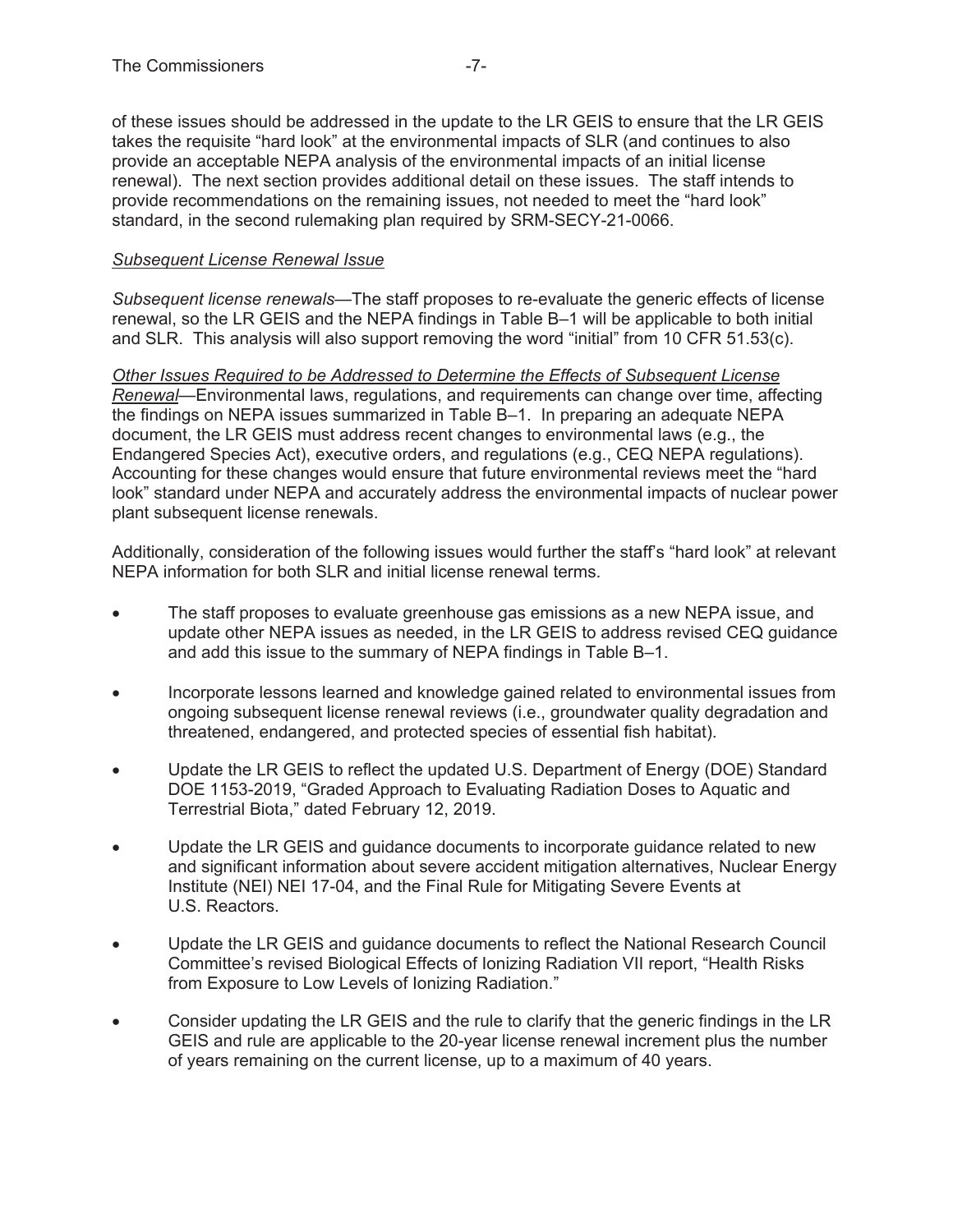of these issues should be addressed in the update to the LR GEIS to ensure that the LR GEIS takes the requisite “hard look” at the environmental impacts of SLR (and continues to also provide an acceptable NEPA analysis of the environmental impacts of an initial license renewal). The next section provides additional detail on these issues. The staff intends to provide recommendations on the remaining issues, not needed to meet the “hard look” standard, in the second rulemaking plan required by SRM-SECY-21-0066.

*Subsequent License Renewal Issue*

*Subsequent license renewals*—The staff proposes to re-evaluate the generic effects of license renewal, so the LR GEIS and the NEPA findings in Table B–1 will be applicable to both initial and SLR. This analysis will also support removing the word “initial” from 10 CFR 51.53(c).

*Other Issues Required to be Addressed to Determine the Effects of Subsequent License Renewal*—Environmental laws, regulations, and requirements can change over time, affecting the findings on NEPA issues summarized in Table B–1. In preparing an adequate NEPA document, the LR GEIS must address recent changes to environmental laws (e.g., the Endangered Species Act), executive orders, and regulations (e.g., CEQ NEPA regulations). Accounting for these changes would ensure that future environmental reviews meet the “hard look” standard under NEPA and accurately address the environmental impacts of nuclear power plant subsequent license renewals.

Additionally, consideration of the following issues would further the staff’s “hard look” at relevant NEPA information for both SLR and initial license renewal terms.

- The staff proposes to evaluate greenhouse gas emissions as a new NEPA issue, and update other NEPA issues as needed, in the LR GEIS to address revised CEQ guidance and add this issue to the summary of NEPA findings in Table B–1.
- Incorporate lessons learned and knowledge gained related to environmental issues from ongoing subsequent license renewal reviews (i.e., groundwater quality degradation and threatened, endangered, and protected species of essential fish habitat).
- Update the LR GEIS to reflect the updated U.S. Department of Energy (DOE) Standard DOE 1153-2019, “Graded Approach to Evaluating Radiation Doses to Aquatic and Terrestrial Biota,” dated February 12, 2019.
- Update the LR GEIS and guidance documents to incorporate guidance related to new and significant information about severe accident mitigation alternatives, Nuclear Energy Institute (NEI) NEI 17-04, and the Final Rule for Mitigating Severe Events at U.S. Reactors.
- Update the LR GEIS and guidance documents to reflect the National Research Council Committee’s revised Biological Effects of Ionizing Radiation VII report, “Health Risks from Exposure to Low Levels of Ionizing Radiation.”
- Consider updating the LR GEIS and the rule to clarify that the generic findings in the LR GEIS and rule are applicable to the 20-year license renewal increment plus the number of years remaining on the current license, up to a maximum of 40 years.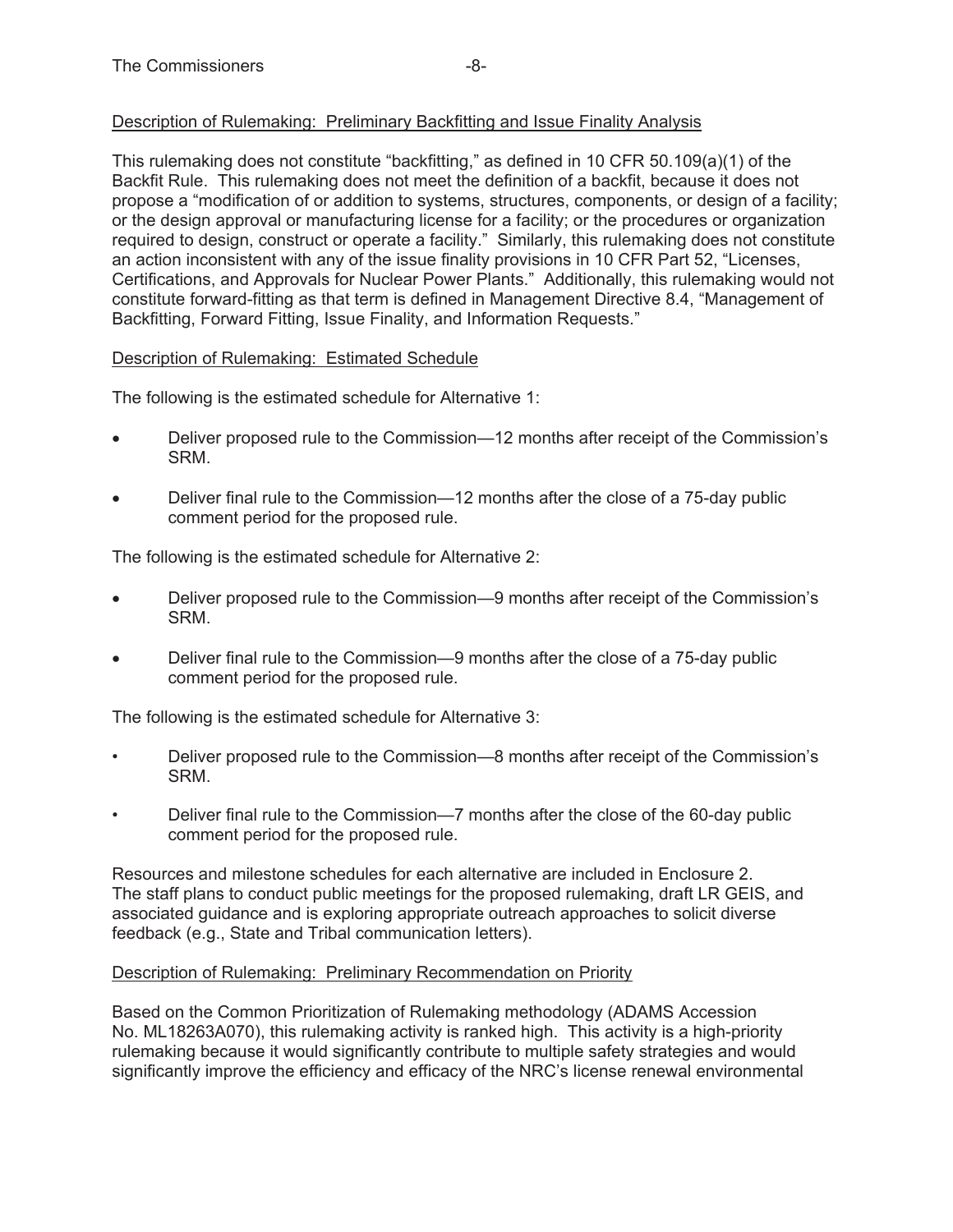Description of Rulemaking: Preliminary Backfitting and Issue Finality Analysis

This rulemaking does not constitute "backfitting," as defined in 10 CFR 50.109(a)(1) of the Backfit Rule. This rulemaking does not meet the definition of a backfit, because it does not propose a "modification of or addition to systems, structures, components, or design of a facility; or the design approval or manufacturing license for a facility; or the procedures or organization required to design, construct or operate a facility." Similarly, this rulemaking does not constitute an action inconsistent with any of the issue finality provisions in 10 CFR Part 52, "Licenses, Certifications, and Approvals for Nuclear Power Plants." Additionally, this rulemaking would not constitute forward-fitting as that term is defined in Management Directive 8.4, "Management of Backfitting, Forward Fitting, Issue Finality, and Information Requests."

Description of Rulemaking: Estimated Schedule

The following is the estimated schedule for Alternative 1:

- Deliver proposed rule to the Commission—12 months after receipt of the Commission's SRM.
- Deliver final rule to the Commission—12 months after the close of a 75-day public comment period for the proposed rule.

The following is the estimated schedule for Alternative 2:

- Deliver proposed rule to the Commission—9 months after receipt of the Commission's SRM.
- Deliver final rule to the Commission—9 months after the close of a 75-day public comment period for the proposed rule.

The following is the estimated schedule for Alternative 3:

- Deliver proposed rule to the Commission—8 months after receipt of the Commission's SRM.
- Deliver final rule to the Commission—7 months after the close of the 60-day public comment period for the proposed rule.

Resources and milestone schedules for each alternative are included in Enclosure 2. The staff plans to conduct public meetings for the proposed rulemaking, draft LR GEIS, and associated guidance and is exploring appropriate outreach approaches to solicit diverse feedback (e.g., State and Tribal communication letters).

Description of Rulemaking: Preliminary Recommendation on Priority

Based on the Common Prioritization of Rulemaking methodology (ADAMS Accession No. ML18263A070), this rulemaking activity is ranked high. This activity is a high-priority rulemaking because it would significantly contribute to multiple safety strategies and would significantly improve the efficiency and efficacy of the NRC's license renewal environmental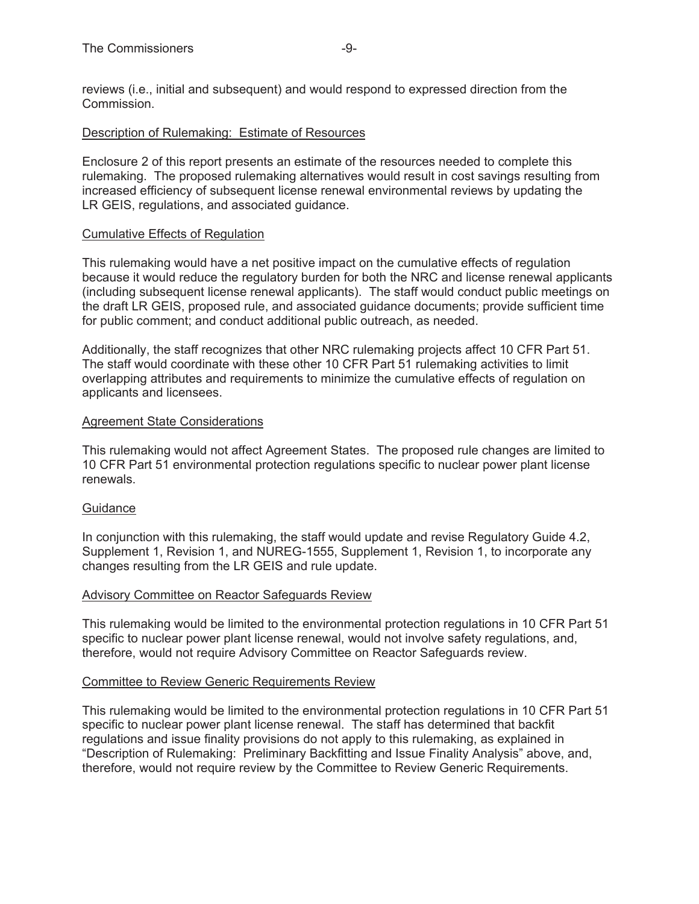reviews (i.e., initial and subsequent) and would respond to expressed direction from the Commission.

<u>Description of Rulemaking: Estimate of Resources</u>

Enclosure 2 of this report presents an estimate of the resources needed to complete this rulemaking. The proposed rulemaking alternatives would result in cost savings resulting from increased efficiency of subsequent license renewal environmental reviews by updating the LR GEIS, regulations, and associated guidance.

<u>Cumulative Effects of Regulation</u>

This rulemaking would have a net positive impact on the cumulative effects of regulation because it would reduce the regulatory burden for both the NRC and license renewal applicants (including subsequent license renewal applicants). The staff would conduct public meetings on the draft LR GEIS, proposed rule, and associated guidance documents; provide sufficient time for public comment; and conduct additional public outreach, as needed.

Additionally, the staff recognizes that other NRC rulemaking projects affect 10 CFR Part 51. The staff would coordinate with these other 10 CFR Part 51 rulemaking activities to limit overlapping attributes and requirements to minimize the cumulative effects of regulation on applicants and licensees.

<u>Agreement State Considerations</u>

This rulemaking would not affect Agreement States. The proposed rule changes are limited to 10 CFR Part 51 environmental protection regulations specific to nuclear power plant license renewals.

<u>Guidance</u>

In conjunction with this rulemaking, the staff would update and revise Regulatory Guide 4.2, Supplement 1, Revision 1, and NUREG-1555, Supplement 1, Revision 1, to incorporate any changes resulting from the LR GEIS and rule update.

<u>Advisory Committee on Reactor Safeguards Review</u>

This rulemaking would be limited to the environmental protection regulations in 10 CFR Part 51 specific to nuclear power plant license renewal, would not involve safety regulations, and, therefore, would not require Advisory Committee on Reactor Safeguards review.

<u>Committee to Review Generic Requirements Review</u>

This rulemaking would be limited to the environmental protection regulations in 10 CFR Part 51 specific to nuclear power plant license renewal. The staff has determined that backfit regulations and issue finality provisions do not apply to this rulemaking, as explained in "Description of Rulemaking: Preliminary Backfitting and Issue Finality Analysis" above, and, therefore, would not require review by the Committee to Review Generic Requirements.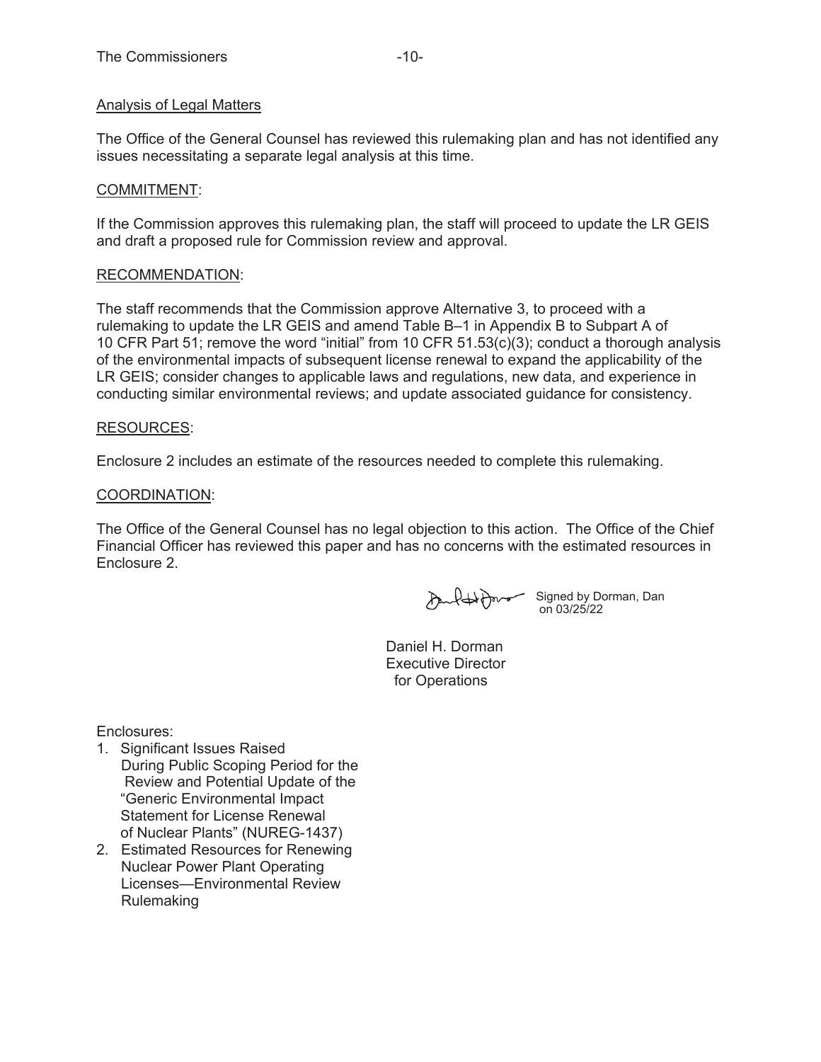Analysis of Legal Matters

The Office of the General Counsel has reviewed this rulemaking plan and has not identified any issues necessitating a separate legal analysis at this time.

COMMITMENT:

If the Commission approves this rulemaking plan, the staff will proceed to update the LR GEIS and draft a proposed rule for Commission review and approval.

RECOMMENDATION:

The staff recommends that the Commission approve Alternative 3, to proceed with a rulemaking to update the LR GEIS and amend Table B–1 in Appendix B to Subpart A of 10 CFR Part 51; remove the word "initial" from 10 CFR 51.53(c)(3); conduct a thorough analysis of the environmental impacts of subsequent license renewal to expand the applicability of the LR GEIS; consider changes to applicable laws and regulations, new data, and experience in conducting similar environmental reviews; and update associated guidance for consistency.

RESOURCES:

Enclosure 2 includes an estimate of the resources needed to complete this rulemaking.

COORDINATION:

The Office of the General Counsel has no legal objection to this action. The Office of the Chief Financial Officer has reviewed this paper and has no concerns with the estimated resources in Enclosure 2.

Signed by Dorman, Dan on 03/25/22

Daniel H. Dorman
Executive Director
for Operations

Enclosures:

1. Significant Issues Raised During Public Scoping Period for the Review and Potential Update of the "Generic Environmental Impact Statement for License Renewal of Nuclear Plants" (NUREG-1437)
2. Estimated Resources for Renewing Nuclear Power Plant Operating Licenses—Environmental Review Rulemaking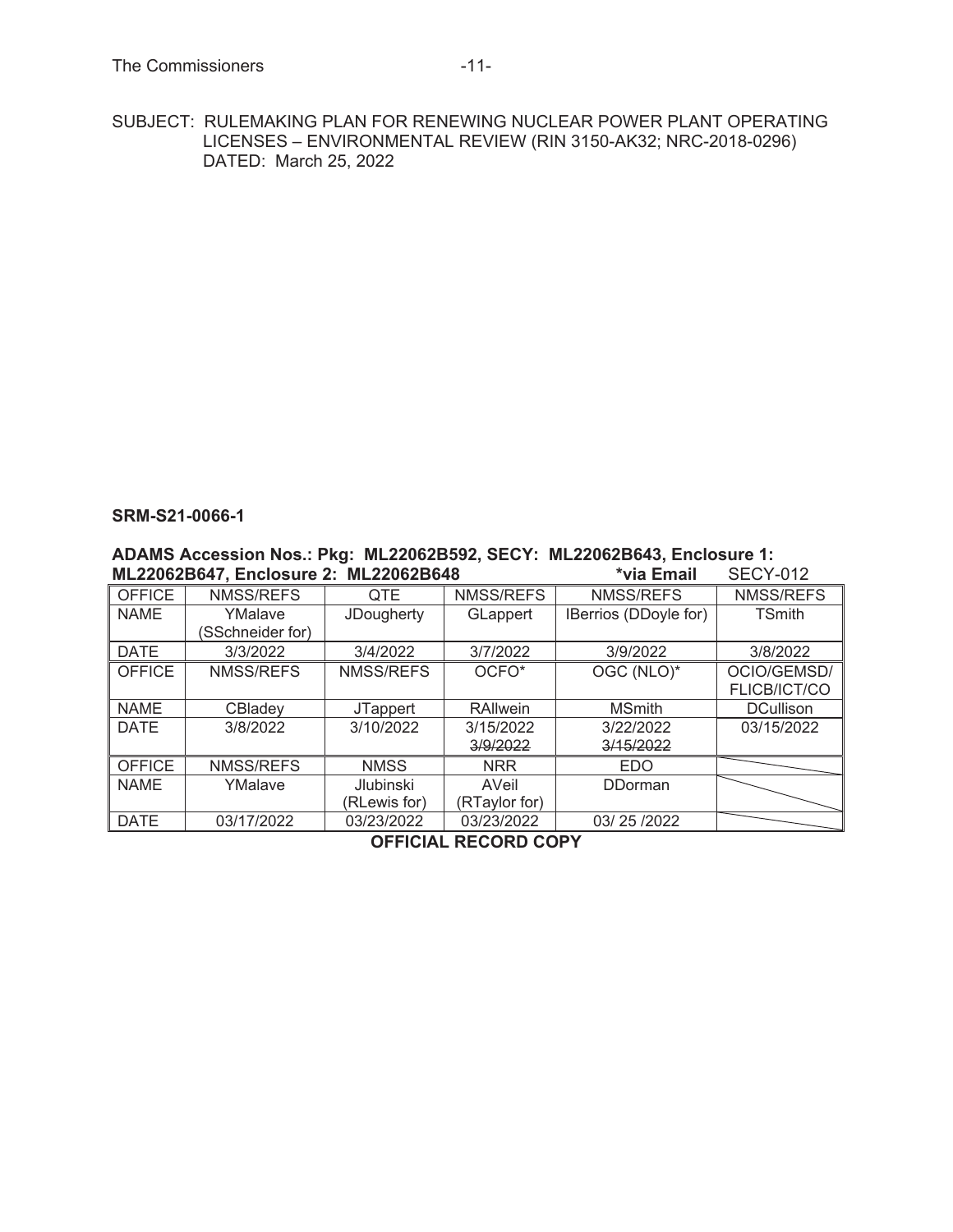SUBJECT: RULEMAKING PLAN FOR RENEWING NUCLEAR POWER PLANT OPERATING LICENSES – ENVIRONMENTAL REVIEW (RIN 3150-AK32; NRC-2018-0296) DATED: March 25, 2022

**SRM-S21-0066-1**

**ADAMS Accession Nos.: Pkg: ML22062B592, SECY: ML22062B643, Enclosure 1: ML22062B647, Enclosure 2: ML22062B648** **\*via Email** SECY-012

| | | | | | |
|---|---|---|---|---|---|
| OFFICE | NMSS/REFS | QTE | NMSS/REFS | NMSS/REFS | NMSS/REFS |
| NAME | YMalave (SSchneider for) | JDougherty | GLappert | IBerrios (DDoyle for) | TSmith |
| DATE | 3/3/2022 | 3/4/2022 | 3/7/2022 | 3/9/2022 | 3/8/2022 |
| OFFICE | NMSS/REFS | NMSS/REFS | OCFO* | OGC (NLO)* | OCIO/GEMSD/ FLICB/ICT/CO |
| NAME | CBladey | JTappert | RAllwein | MSmith | DCullison |
| DATE | 3/8/2022 | 3/10/2022 | 3/15/2022 ~~3/9/2022~~ | 3/22/2022 ~~3/15/2022~~ | 03/15/2022 |
| OFFICE | NMSS/REFS | NMSS | NRR | EDO | |
| NAME | YMalave | Jlubinski (RLewis for) | AVeil (RTaylor for) | DDorman | |
| DATE | 03/17/2022 | 03/23/2022 | 03/23/2022 | 03/ 25 /2022 | |

**OFFICIAL RECORD COPY**